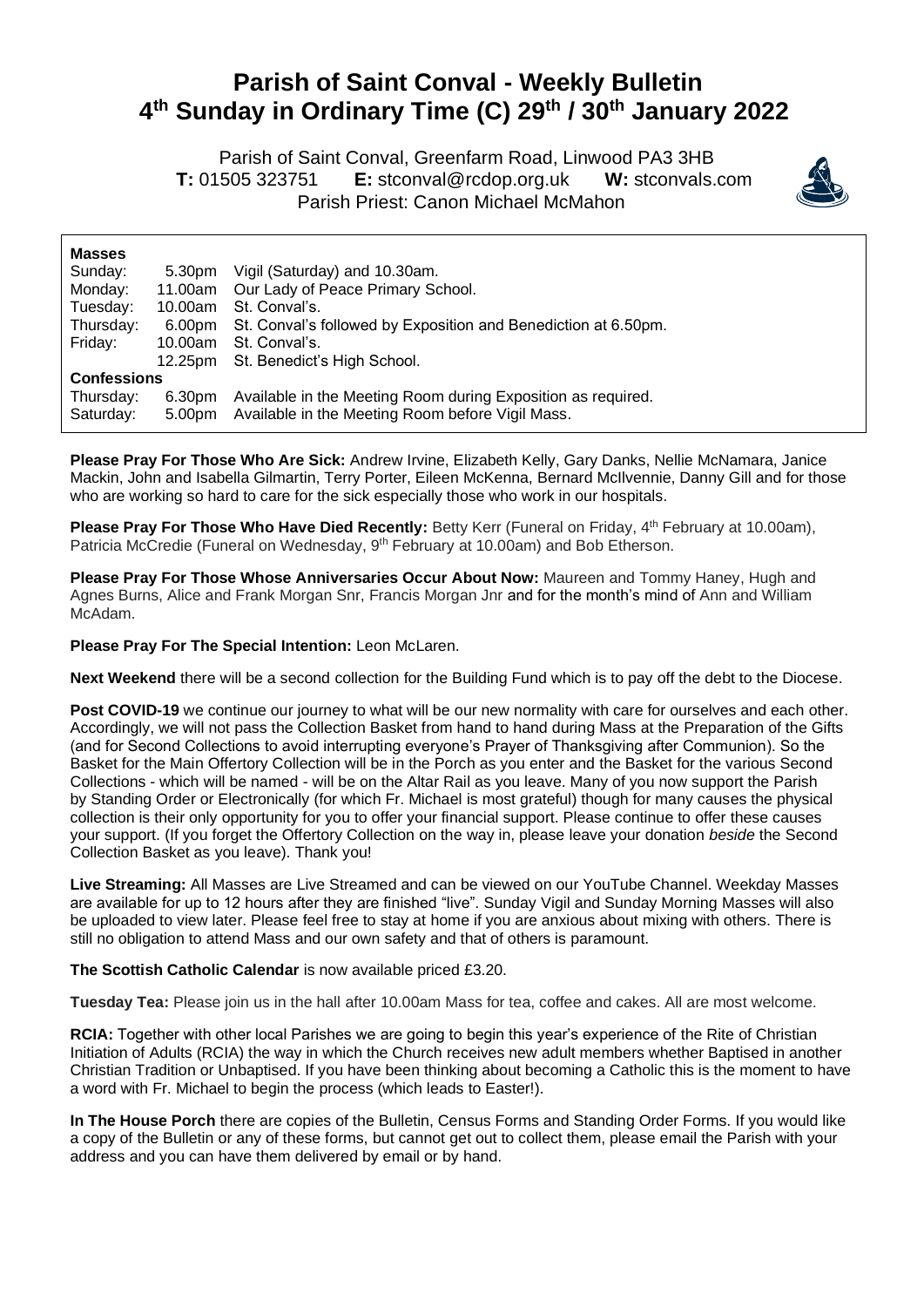# Parish of Saint Conval - Weekly Bulletin
# 4th Sunday in Ordinary Time (C) 29th / 30th January 2022

Parish of Saint Conval, Greenfarm Road, Linwood PA3 3HB
**T:** 01505 323751 **E:** stconval@rcdop.org.uk **W:** stconvals.com
Parish Priest: Canon Michael McMahon

**Masses**

| | | |
|---|---|---|
| Sunday: | 5.30pm | Vigil (Saturday) and 10.30am. |
| Monday: | 11.00am | Our Lady of Peace Primary School. |
| Tuesday: | 10.00am | St. Conval's. |
| Thursday: | 6.00pm | St. Conval's followed by Exposition and Benediction at 6.50pm. |
| Friday: | 10.00am | St. Conval's. |
| | 12.25pm | St. Benedict's High School. |

**Confessions**

| | | |
|---|---|---|
| Thursday: | 6.30pm | Available in the Meeting Room during Exposition as required. |
| Saturday: | 5.00pm | Available in the Meeting Room before Vigil Mass. |

**Please Pray For Those Who Are Sick:** Andrew Irvine, Elizabeth Kelly, Gary Danks, Nellie McNamara, Janice Mackin, John and Isabella Gilmartin, Terry Porter, Eileen McKenna, Bernard McIlvennie, Danny Gill and for those who are working so hard to care for the sick especially those who work in our hospitals.

**Please Pray For Those Who Have Died Recently:** Betty Kerr (Funeral on Friday, 4th February at 10.00am), Patricia McCredie (Funeral on Wednesday, 9th February at 10.00am) and Bob Etherson.

**Please Pray For Those Whose Anniversaries Occur About Now:** Maureen and Tommy Haney, Hugh and Agnes Burns, Alice and Frank Morgan Snr, Francis Morgan Jnr and for the month's mind of Ann and William McAdam.

**Please Pray For The Special Intention:** Leon McLaren.

**Next Weekend** there will be a second collection for the Building Fund which is to pay off the debt to the Diocese.

**Post COVID-19** we continue our journey to what will be our new normality with care for ourselves and each other. Accordingly, we will not pass the Collection Basket from hand to hand during Mass at the Preparation of the Gifts (and for Second Collections to avoid interrupting everyone's Prayer of Thanksgiving after Communion). So the Basket for the Main Offertory Collection will be in the Porch as you enter and the Basket for the various Second Collections - which will be named - will be on the Altar Rail as you leave. Many of you now support the Parish by Standing Order or Electronically (for which Fr. Michael is most grateful) though for many causes the physical collection is their only opportunity for you to offer your financial support. Please continue to offer these causes your support. (If you forget the Offertory Collection on the way in, please leave your donation *beside* the Second Collection Basket as you leave). Thank you!

**Live Streaming:** All Masses are Live Streamed and can be viewed on our YouTube Channel. Weekday Masses are available for up to 12 hours after they are finished "live". Sunday Vigil and Sunday Morning Masses will also be uploaded to view later. Please feel free to stay at home if you are anxious about mixing with others. There is still no obligation to attend Mass and our own safety and that of others is paramount.

**The Scottish Catholic Calendar** is now available priced £3.20.

**Tuesday Tea:** Please join us in the hall after 10.00am Mass for tea, coffee and cakes. All are most welcome.

**RCIA:** Together with other local Parishes we are going to begin this year's experience of the Rite of Christian Initiation of Adults (RCIA) the way in which the Church receives new adult members whether Baptised in another Christian Tradition or Unbaptised. If you have been thinking about becoming a Catholic this is the moment to have a word with Fr. Michael to begin the process (which leads to Easter!).

**In The House Porch** there are copies of the Bulletin, Census Forms and Standing Order Forms. If you would like a copy of the Bulletin or any of these forms, but cannot get out to collect them, please email the Parish with your address and you can have them delivered by email or by hand.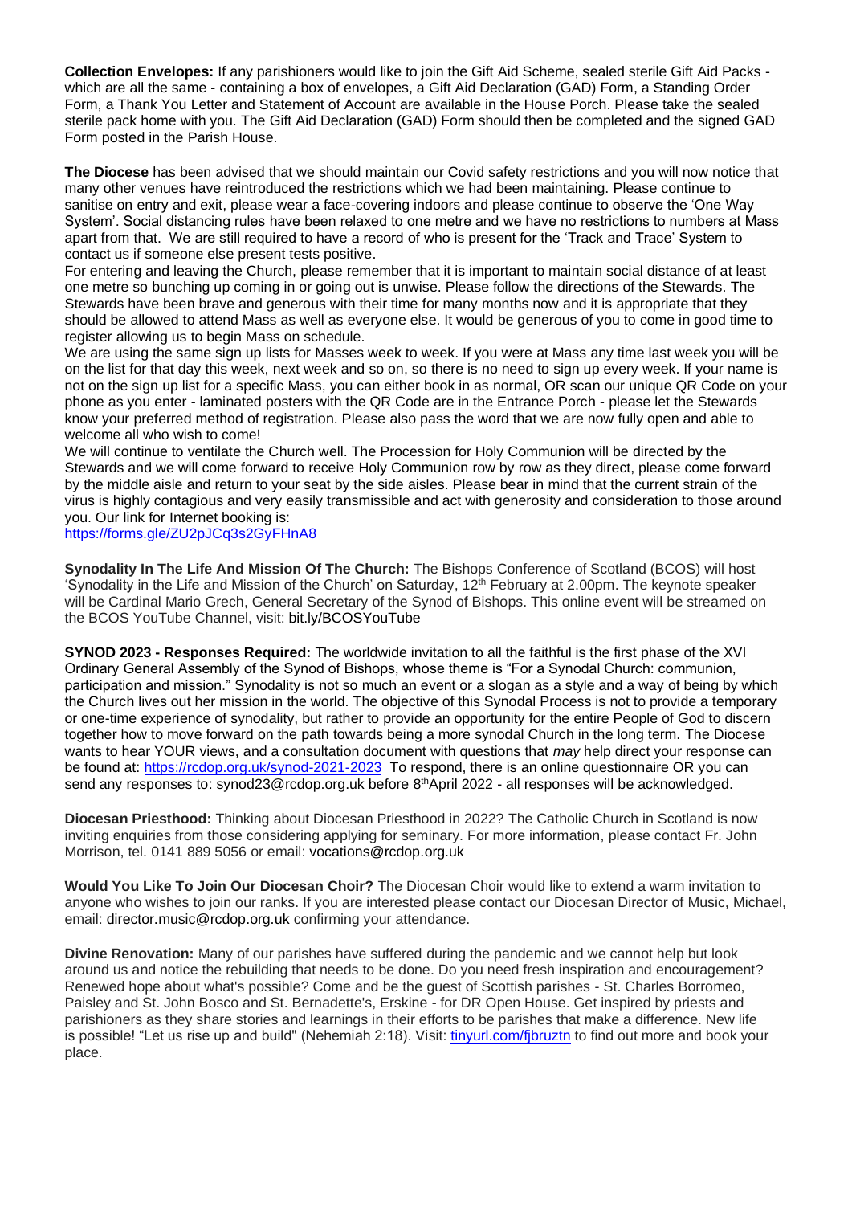**Collection Envelopes:** If any parishioners would like to join the Gift Aid Scheme, sealed sterile Gift Aid Packs - which are all the same - containing a box of envelopes, a Gift Aid Declaration (GAD) Form, a Standing Order Form, a Thank You Letter and Statement of Account are available in the House Porch. Please take the sealed sterile pack home with you. The Gift Aid Declaration (GAD) Form should then be completed and the signed GAD Form posted in the Parish House.

**The Diocese** has been advised that we should maintain our Covid safety restrictions and you will now notice that many other venues have reintroduced the restrictions which we had been maintaining. Please continue to sanitise on entry and exit, please wear a face-covering indoors and please continue to observe the 'One Way System'. Social distancing rules have been relaxed to one metre and we have no restrictions to numbers at Mass apart from that. We are still required to have a record of who is present for the 'Track and Trace' System to contact us if someone else present tests positive.

For entering and leaving the Church, please remember that it is important to maintain social distance of at least one metre so bunching up coming in or going out is unwise. Please follow the directions of the Stewards. The Stewards have been brave and generous with their time for many months now and it is appropriate that they should be allowed to attend Mass as well as everyone else. It would be generous of you to come in good time to register allowing us to begin Mass on schedule.

We are using the same sign up lists for Masses week to week. If you were at Mass any time last week you will be on the list for that day this week, next week and so on, so there is no need to sign up every week. If your name is not on the sign up list for a specific Mass, you can either book in as normal, OR scan our unique QR Code on your phone as you enter - laminated posters with the QR Code are in the Entrance Porch - please let the Stewards know your preferred method of registration. Please also pass the word that we are now fully open and able to welcome all who wish to come!

We will continue to ventilate the Church well. The Procession for Holy Communion will be directed by the Stewards and we will come forward to receive Holy Communion row by row as they direct, please come forward by the middle aisle and return to your seat by the side aisles. Please bear in mind that the current strain of the virus is highly contagious and very easily transmissible and act with generosity and consideration to those around you. Our link for Internet booking is:

https://forms.gle/ZU2pJCq3s2GyFHnA8

**Synodality In The Life And Mission Of The Church:** The Bishops Conference of Scotland (BCOS) will host 'Synodality in the Life and Mission of the Church' on Saturday, 12th February at 2.00pm. The keynote speaker will be Cardinal Mario Grech, General Secretary of the Synod of Bishops. This online event will be streamed on the BCOS YouTube Channel, visit: bit.ly/BCOSYouTube

**SYNOD 2023 - Responses Required:** The worldwide invitation to all the faithful is the first phase of the XVI Ordinary General Assembly of the Synod of Bishops, whose theme is "For a Synodal Church: communion, participation and mission." Synodality is not so much an event or a slogan as a style and a way of being by which the Church lives out her mission in the world. The objective of this Synodal Process is not to provide a temporary or one-time experience of synodality, but rather to provide an opportunity for the entire People of God to discern together how to move forward on the path towards being a more synodal Church in the long term. The Diocese wants to hear YOUR views, and a consultation document with questions that *may* help direct your response can be found at: https://rcdop.org.uk/synod-2021-2023 To respond, there is an online questionnaire OR you can send any responses to: synod23@rcdop.org.uk before 8th April 2022 - all responses will be acknowledged.

**Diocesan Priesthood:** Thinking about Diocesan Priesthood in 2022? The Catholic Church in Scotland is now inviting enquiries from those considering applying for seminary. For more information, please contact Fr. John Morrison, tel. 0141 889 5056 or email: vocations@rcdop.org.uk

**Would You Like To Join Our Diocesan Choir?** The Diocesan Choir would like to extend a warm invitation to anyone who wishes to join our ranks. If you are interested please contact our Diocesan Director of Music, Michael, email: director.music@rcdop.org.uk confirming your attendance.

**Divine Renovation:** Many of our parishes have suffered during the pandemic and we cannot help but look around us and notice the rebuilding that needs to be done. Do you need fresh inspiration and encouragement? Renewed hope about what's possible? Come and be the guest of Scottish parishes - St. Charles Borromeo, Paisley and St. John Bosco and St. Bernadette's, Erskine - for DR Open House. Get inspired by priests and parishioners as they share stories and learnings in their efforts to be parishes that make a difference. New life is possible! "Let us rise up and build" (Nehemiah 2:18). Visit: tinyurl.com/fjbruztn to find out more and book your place.